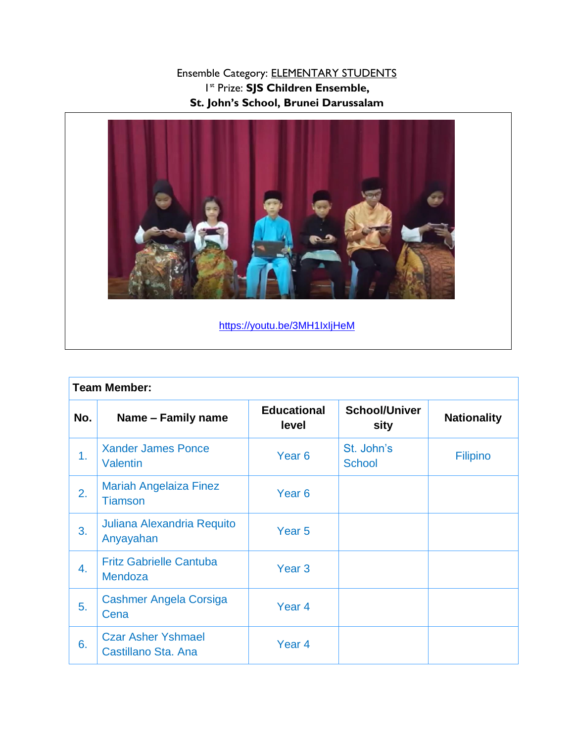Ensemble Category: ELEMENTARY STUDENTS

1st Prize: **SJS Children Ensemble,**

**St. John's School, Brunei Darussalam**

https://youtu.be/3MH1IxljHeM

| Team Member: | | | | |
|---|---|---|---|---|
| **No.** | **Name – Family name** | **Educational level** | **School/University** | **Nationality** |
| 1. | Xander James Ponce Valentin | Year 6 | St. John's School | Filipino |
| 2. | Mariah Angelaiza Finez Tiamson | Year 6 | | |
| 3. | Juliana Alexandria Requito Anyayahan | Year 5 | | |
| 4. | Fritz Gabrielle Cantuba Mendoza | Year 3 | | |
| 5. | Cashmer Angela Corsiga Cena | Year 4 | | |
| 6. | Czar Asher Yshmael Castillano Sta. Ana | Year 4 | | |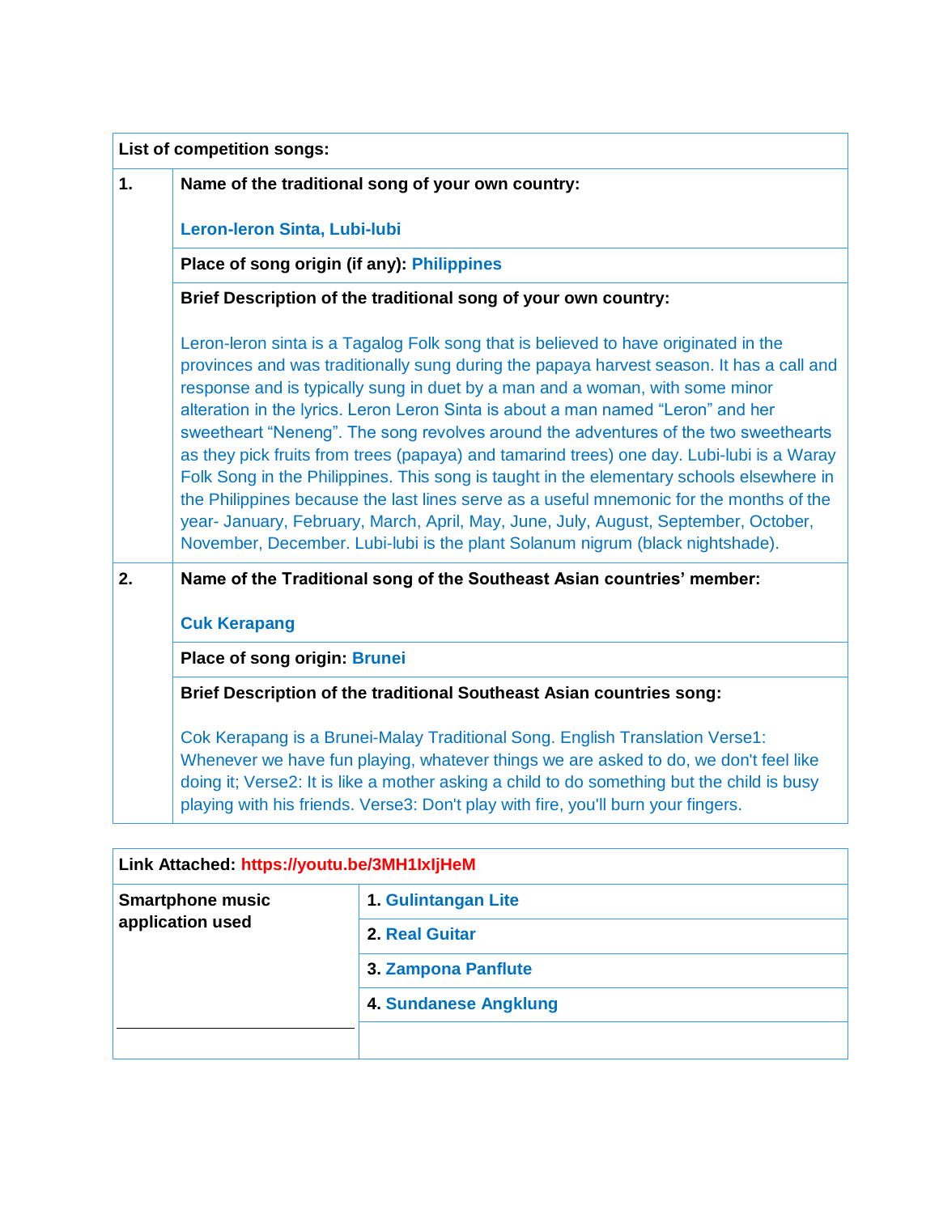| List of competition songs: | |
|---|---|
| **1.** | **Name of the traditional song of your own country:**<br><br>**Leron-leron Sinta, Lubi-lubi** |
| | **Place of song origin (if any):** **Philippines** |
| | **Brief Description of the traditional song of your own country:**<br><br>Leron-leron sinta is a Tagalog Folk song that is believed to have originated in the provinces and was traditionally sung during the papaya harvest season. It has a call and response and is typically sung in duet by a man and a woman, with some minor alteration in the lyrics. Leron Leron Sinta is about a man named "Leron" and her sweetheart "Neneng". The song revolves around the adventures of the two sweethearts as they pick fruits from trees (papaya) and tamarind trees) one day. Lubi-lubi is a Waray Folk Song in the Philippines. This song is taught in the elementary schools elsewhere in the Philippines because the last lines serve as a useful mnemonic for the months of the year- January, February, March, April, May, June, July, August, September, October, November, December. Lubi-lubi is the plant Solanum nigrum (black nightshade). |
| **2.** | **Name of the Traditional song of the Southeast Asian countries' member:**<br><br>**Cuk Kerapang** |
| | **Place of song origin:** **Brunei** |
| | **Brief Description of the traditional Southeast Asian countries song:**<br><br>Cok Kerapang is a Brunei-Malay Traditional Song. English Translation Verse1: Whenever we have fun playing, whatever things we are asked to do, we don't feel like doing it; Verse2: It is like a mother asking a child to do something but the child is busy playing with his friends. Verse3: Don't play with fire, you'll burn your fingers. |

| Link Attached: https://youtu.be/3MH1lxljHeM | |
|---|---|
| **Smartphone music application used** | **1. Gulintangan Lite** |
| | **2. Real Guitar** |
| | **3. Zampona Panflute** |
| | **4. Sundanese Angklung** |
| | |